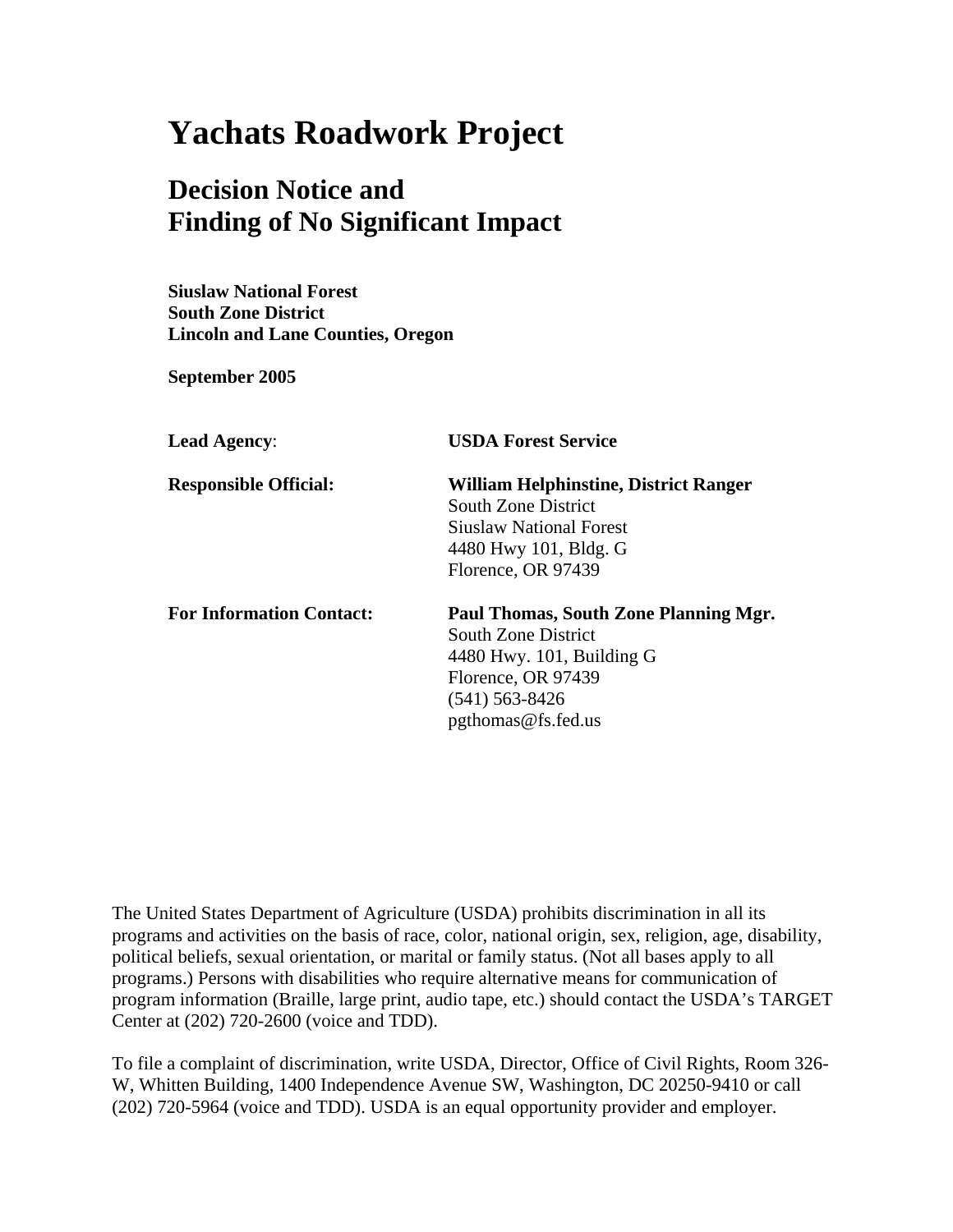# Yachats Roadwork Project

## Decision Notice and Finding of No Significant Impact

**Siuslaw National Forest**
**South Zone District**
**Lincoln and Lane Counties, Oregon**

**September 2005**

| | |
|---|---|
| **Lead Agency**: | **USDA Forest Service** |
| **Responsible Official:** | **William Helphinstine, District Ranger**<br>South Zone District<br>Siuslaw National Forest<br>4480 Hwy 101, Bldg. G<br>Florence, OR 97439 |
| **For Information Contact:** | **Paul Thomas, South Zone Planning Mgr.**<br>South Zone District<br>4480 Hwy. 101, Building G<br>Florence, OR 97439<br>(541) 563-8426<br>pgthomas@fs.fed.us |

The United States Department of Agriculture (USDA) prohibits discrimination in all its programs and activities on the basis of race, color, national origin, sex, religion, age, disability, political beliefs, sexual orientation, or marital or family status. (Not all bases apply to all programs.) Persons with disabilities who require alternative means for communication of program information (Braille, large print, audio tape, etc.) should contact the USDA's TARGET Center at (202) 720-2600 (voice and TDD).

To file a complaint of discrimination, write USDA, Director, Office of Civil Rights, Room 326-W, Whitten Building, 1400 Independence Avenue SW, Washington, DC 20250-9410 or call (202) 720-5964 (voice and TDD). USDA is an equal opportunity provider and employer.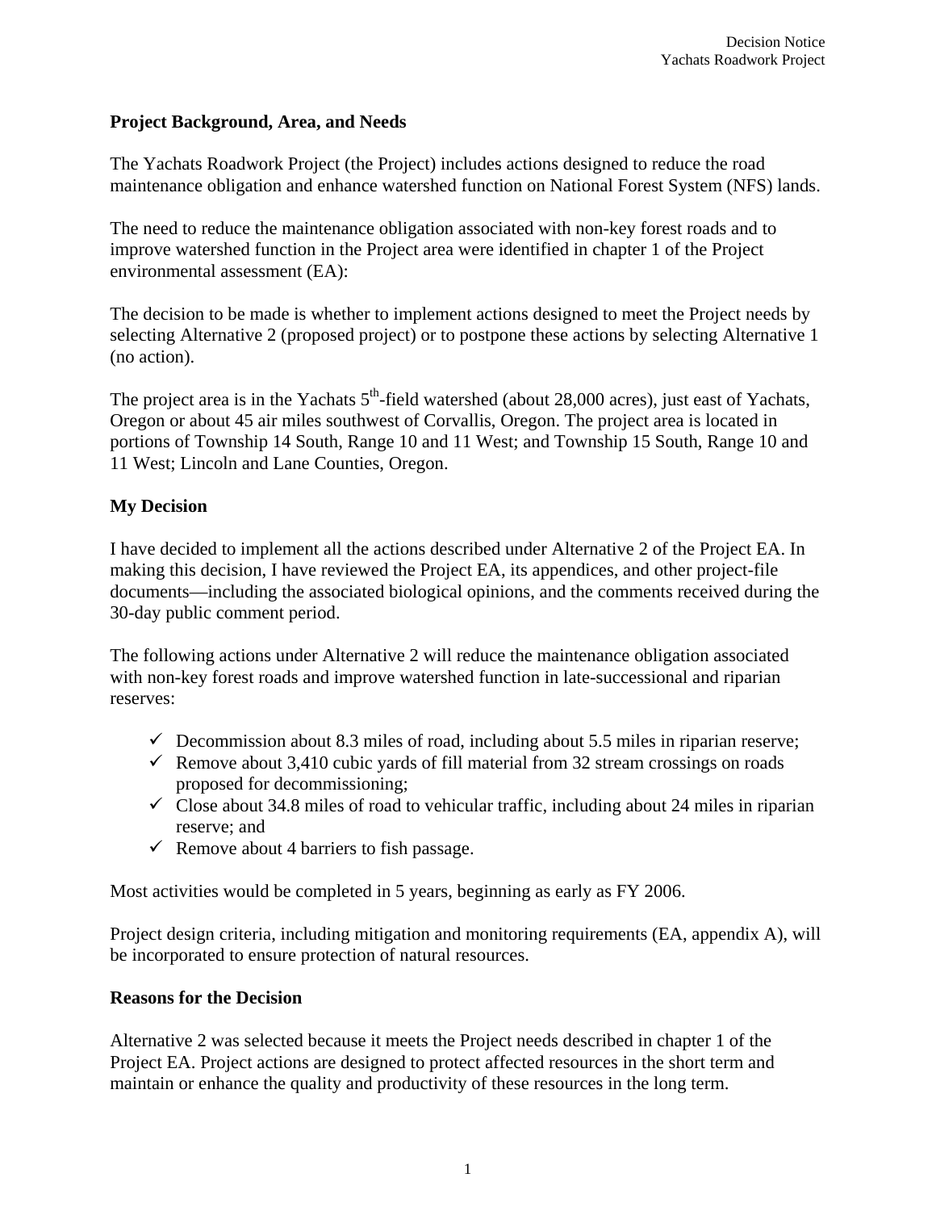## Project Background, Area, and Needs

The Yachats Roadwork Project (the Project) includes actions designed to reduce the road maintenance obligation and enhance watershed function on National Forest System (NFS) lands.

The need to reduce the maintenance obligation associated with non-key forest roads and to improve watershed function in the Project area were identified in chapter 1 of the Project environmental assessment (EA):

The decision to be made is whether to implement actions designed to meet the Project needs by selecting Alternative 2 (proposed project) or to postpone these actions by selecting Alternative 1 (no action).

The project area is in the Yachats 5th-field watershed (about 28,000 acres), just east of Yachats, Oregon or about 45 air miles southwest of Corvallis, Oregon. The project area is located in portions of Township 14 South, Range 10 and 11 West; and Township 15 South, Range 10 and 11 West; Lincoln and Lane Counties, Oregon.

## My Decision

I have decided to implement all the actions described under Alternative 2 of the Project EA. In making this decision, I have reviewed the Project EA, its appendices, and other project-file documents—including the associated biological opinions, and the comments received during the 30-day public comment period.

The following actions under Alternative 2 will reduce the maintenance obligation associated with non-key forest roads and improve watershed function in late-successional and riparian reserves:

- ✓ Decommission about 8.3 miles of road, including about 5.5 miles in riparian reserve;
- ✓ Remove about 3,410 cubic yards of fill material from 32 stream crossings on roads proposed for decommissioning;
- ✓ Close about 34.8 miles of road to vehicular traffic, including about 24 miles in riparian reserve; and
- ✓ Remove about 4 barriers to fish passage.

Most activities would be completed in 5 years, beginning as early as FY 2006.

Project design criteria, including mitigation and monitoring requirements (EA, appendix A), will be incorporated to ensure protection of natural resources.

## Reasons for the Decision

Alternative 2 was selected because it meets the Project needs described in chapter 1 of the Project EA. Project actions are designed to protect affected resources in the short term and maintain or enhance the quality and productivity of these resources in the long term.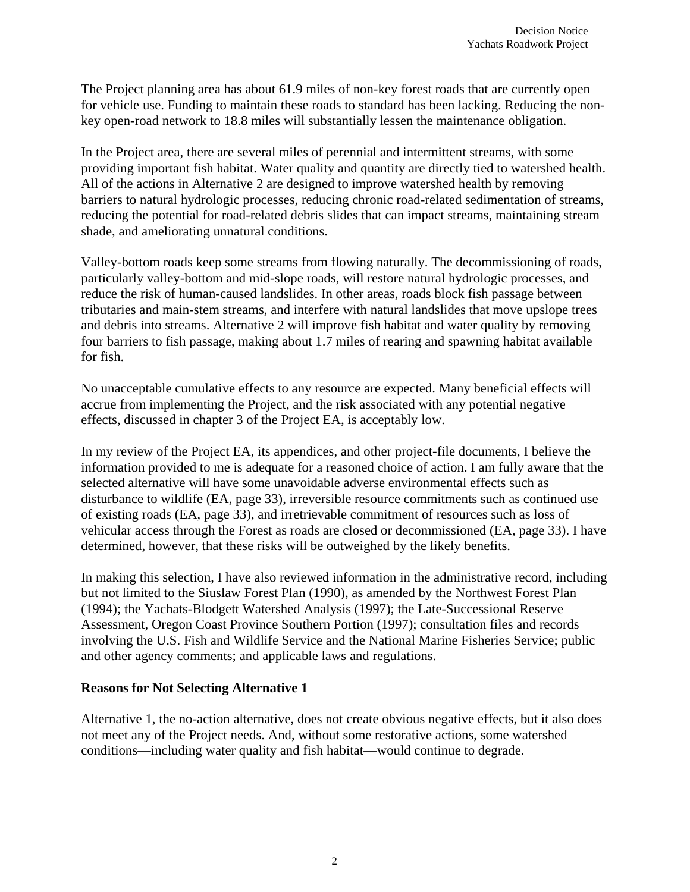The Project planning area has about 61.9 miles of non-key forest roads that are currently open for vehicle use. Funding to maintain these roads to standard has been lacking. Reducing the non-key open-road network to 18.8 miles will substantially lessen the maintenance obligation.

In the Project area, there are several miles of perennial and intermittent streams, with some providing important fish habitat. Water quality and quantity are directly tied to watershed health. All of the actions in Alternative 2 are designed to improve watershed health by removing barriers to natural hydrologic processes, reducing chronic road-related sedimentation of streams, reducing the potential for road-related debris slides that can impact streams, maintaining stream shade, and ameliorating unnatural conditions.

Valley-bottom roads keep some streams from flowing naturally. The decommissioning of roads, particularly valley-bottom and mid-slope roads, will restore natural hydrologic processes, and reduce the risk of human-caused landslides. In other areas, roads block fish passage between tributaries and main-stem streams, and interfere with natural landslides that move upslope trees and debris into streams. Alternative 2 will improve fish habitat and water quality by removing four barriers to fish passage, making about 1.7 miles of rearing and spawning habitat available for fish.

No unacceptable cumulative effects to any resource are expected. Many beneficial effects will accrue from implementing the Project, and the risk associated with any potential negative effects, discussed in chapter 3 of the Project EA, is acceptably low.

In my review of the Project EA, its appendices, and other project-file documents, I believe the information provided to me is adequate for a reasoned choice of action. I am fully aware that the selected alternative will have some unavoidable adverse environmental effects such as disturbance to wildlife (EA, page 33), irreversible resource commitments such as continued use of existing roads (EA, page 33), and irretrievable commitment of resources such as loss of vehicular access through the Forest as roads are closed or decommissioned (EA, page 33). I have determined, however, that these risks will be outweighed by the likely benefits.

In making this selection, I have also reviewed information in the administrative record, including but not limited to the Siuslaw Forest Plan (1990), as amended by the Northwest Forest Plan (1994); the Yachats-Blodgett Watershed Analysis (1997); the Late-Successional Reserve Assessment, Oregon Coast Province Southern Portion (1997); consultation files and records involving the U.S. Fish and Wildlife Service and the National Marine Fisheries Service; public and other agency comments; and applicable laws and regulations.

## Reasons for Not Selecting Alternative 1

Alternative 1, the no-action alternative, does not create obvious negative effects, but it also does not meet any of the Project needs. And, without some restorative actions, some watershed conditions—including water quality and fish habitat—would continue to degrade.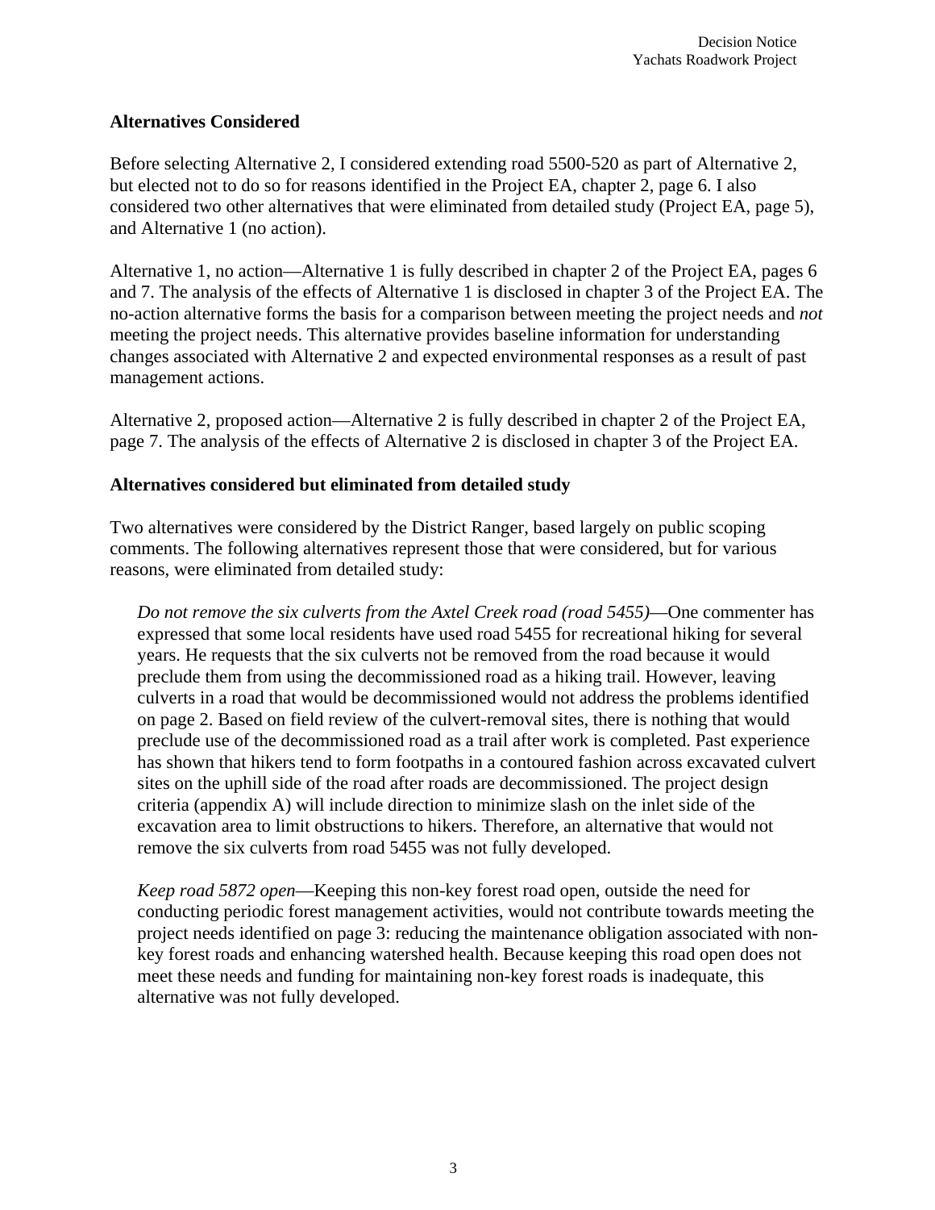## Alternatives Considered

Before selecting Alternative 2, I considered extending road 5500-520 as part of Alternative 2, but elected not to do so for reasons identified in the Project EA, chapter 2, page 6. I also considered two other alternatives that were eliminated from detailed study (Project EA, page 5), and Alternative 1 (no action).

Alternative 1, no action—Alternative 1 is fully described in chapter 2 of the Project EA, pages 6 and 7. The analysis of the effects of Alternative 1 is disclosed in chapter 3 of the Project EA. The no-action alternative forms the basis for a comparison between meeting the project needs and *not* meeting the project needs. This alternative provides baseline information for understanding changes associated with Alternative 2 and expected environmental responses as a result of past management actions.

Alternative 2, proposed action—Alternative 2 is fully described in chapter 2 of the Project EA, page 7. The analysis of the effects of Alternative 2 is disclosed in chapter 3 of the Project EA.

### Alternatives considered but eliminated from detailed study

Two alternatives were considered by the District Ranger, based largely on public scoping comments. The following alternatives represent those that were considered, but for various reasons, were eliminated from detailed study:

> *Do not remove the six culverts from the Axtel Creek road (road 5455)*—One commenter has expressed that some local residents have used road 5455 for recreational hiking for several years. He requests that the six culverts not be removed from the road because it would preclude them from using the decommissioned road as a hiking trail. However, leaving culverts in a road that would be decommissioned would not address the problems identified on page 2. Based on field review of the culvert-removal sites, there is nothing that would preclude use of the decommissioned road as a trail after work is completed. Past experience has shown that hikers tend to form footpaths in a contoured fashion across excavated culvert sites on the uphill side of the road after roads are decommissioned. The project design criteria (appendix A) will include direction to minimize slash on the inlet side of the excavation area to limit obstructions to hikers. Therefore, an alternative that would not remove the six culverts from road 5455 was not fully developed.
>
> *Keep road 5872 open*—Keeping this non-key forest road open, outside the need for conducting periodic forest management activities, would not contribute towards meeting the project needs identified on page 3: reducing the maintenance obligation associated with non-key forest roads and enhancing watershed health. Because keeping this road open does not meet these needs and funding for maintaining non-key forest roads is inadequate, this alternative was not fully developed.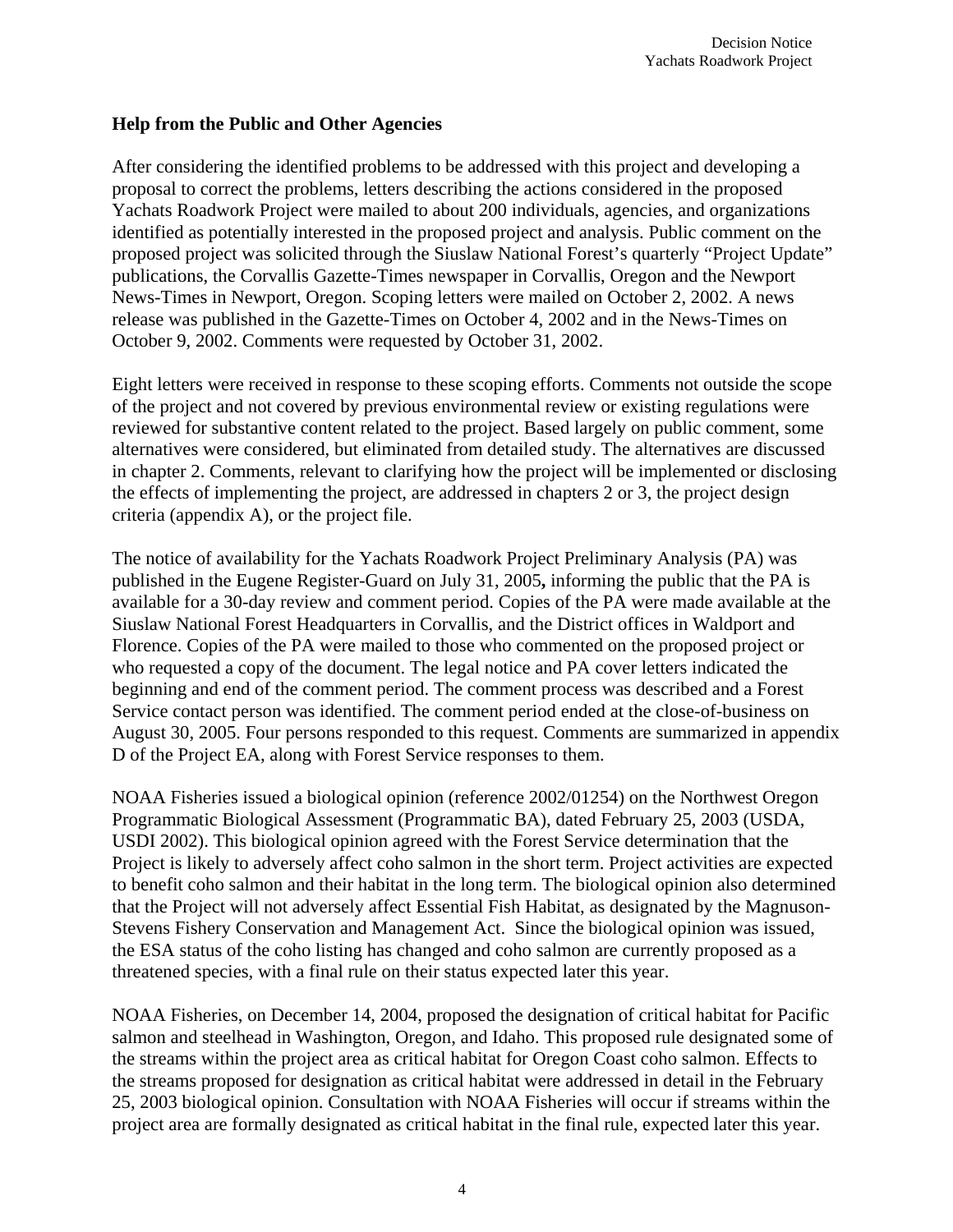## Help from the Public and Other Agencies

After considering the identified problems to be addressed with this project and developing a proposal to correct the problems, letters describing the actions considered in the proposed Yachats Roadwork Project were mailed to about 200 individuals, agencies, and organizations identified as potentially interested in the proposed project and analysis. Public comment on the proposed project was solicited through the Siuslaw National Forest's quarterly "Project Update" publications, the Corvallis Gazette-Times newspaper in Corvallis, Oregon and the Newport News-Times in Newport, Oregon. Scoping letters were mailed on October 2, 2002. A news release was published in the Gazette-Times on October 4, 2002 and in the News-Times on October 9, 2002. Comments were requested by October 31, 2002.

Eight letters were received in response to these scoping efforts. Comments not outside the scope of the project and not covered by previous environmental review or existing regulations were reviewed for substantive content related to the project. Based largely on public comment, some alternatives were considered, but eliminated from detailed study. The alternatives are discussed in chapter 2. Comments, relevant to clarifying how the project will be implemented or disclosing the effects of implementing the project, are addressed in chapters 2 or 3, the project design criteria (appendix A), or the project file.

The notice of availability for the Yachats Roadwork Project Preliminary Analysis (PA) was published in the Eugene Register-Guard on July 31, 2005**,** informing the public that the PA is available for a 30-day review and comment period. Copies of the PA were made available at the Siuslaw National Forest Headquarters in Corvallis, and the District offices in Waldport and Florence. Copies of the PA were mailed to those who commented on the proposed project or who requested a copy of the document. The legal notice and PA cover letters indicated the beginning and end of the comment period. The comment process was described and a Forest Service contact person was identified. The comment period ended at the close-of-business on August 30, 2005. Four persons responded to this request. Comments are summarized in appendix D of the Project EA, along with Forest Service responses to them.

NOAA Fisheries issued a biological opinion (reference 2002/01254) on the Northwest Oregon Programmatic Biological Assessment (Programmatic BA), dated February 25, 2003 (USDA, USDI 2002). This biological opinion agreed with the Forest Service determination that the Project is likely to adversely affect coho salmon in the short term. Project activities are expected to benefit coho salmon and their habitat in the long term. The biological opinion also determined that the Project will not adversely affect Essential Fish Habitat, as designated by the Magnuson-Stevens Fishery Conservation and Management Act. Since the biological opinion was issued, the ESA status of the coho listing has changed and coho salmon are currently proposed as a threatened species, with a final rule on their status expected later this year.

NOAA Fisheries, on December 14, 2004, proposed the designation of critical habitat for Pacific salmon and steelhead in Washington, Oregon, and Idaho. This proposed rule designated some of the streams within the project area as critical habitat for Oregon Coast coho salmon. Effects to the streams proposed for designation as critical habitat were addressed in detail in the February 25, 2003 biological opinion. Consultation with NOAA Fisheries will occur if streams within the project area are formally designated as critical habitat in the final rule, expected later this year.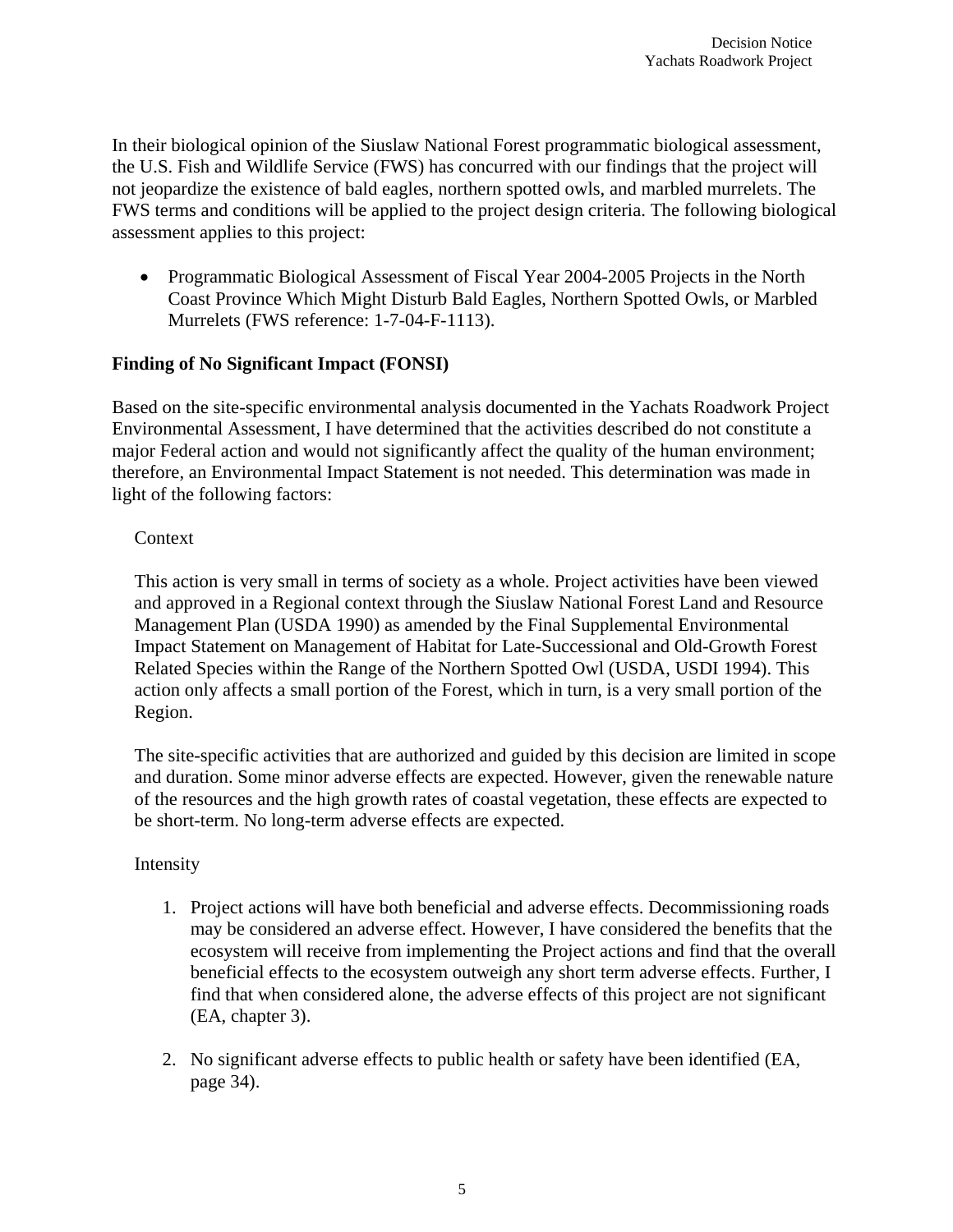In their biological opinion of the Siuslaw National Forest programmatic biological assessment, the U.S. Fish and Wildlife Service (FWS) has concurred with our findings that the project will not jeopardize the existence of bald eagles, northern spotted owls, and marbled murrelets. The FWS terms and conditions will be applied to the project design criteria. The following biological assessment applies to this project:

- Programmatic Biological Assessment of Fiscal Year 2004-2005 Projects in the North Coast Province Which Might Disturb Bald Eagles, Northern Spotted Owls, or Marbled Murrelets (FWS reference: 1-7-04-F-1113).

**Finding of No Significant Impact (FONSI)**

Based on the site-specific environmental analysis documented in the Yachats Roadwork Project Environmental Assessment, I have determined that the activities described do not constitute a major Federal action and would not significantly affect the quality of the human environment; therefore, an Environmental Impact Statement is not needed. This determination was made in light of the following factors:

Context

This action is very small in terms of society as a whole. Project activities have been viewed and approved in a Regional context through the Siuslaw National Forest Land and Resource Management Plan (USDA 1990) as amended by the Final Supplemental Environmental Impact Statement on Management of Habitat for Late-Successional and Old-Growth Forest Related Species within the Range of the Northern Spotted Owl (USDA, USDI 1994). This action only affects a small portion of the Forest, which in turn, is a very small portion of the Region.

The site-specific activities that are authorized and guided by this decision are limited in scope and duration. Some minor adverse effects are expected. However, given the renewable nature of the resources and the high growth rates of coastal vegetation, these effects are expected to be short-term. No long-term adverse effects are expected.

Intensity

1. Project actions will have both beneficial and adverse effects. Decommissioning roads may be considered an adverse effect. However, I have considered the benefits that the ecosystem will receive from implementing the Project actions and find that the overall beneficial effects to the ecosystem outweigh any short term adverse effects. Further, I find that when considered alone, the adverse effects of this project are not significant (EA, chapter 3).

2. No significant adverse effects to public health or safety have been identified (EA, page 34).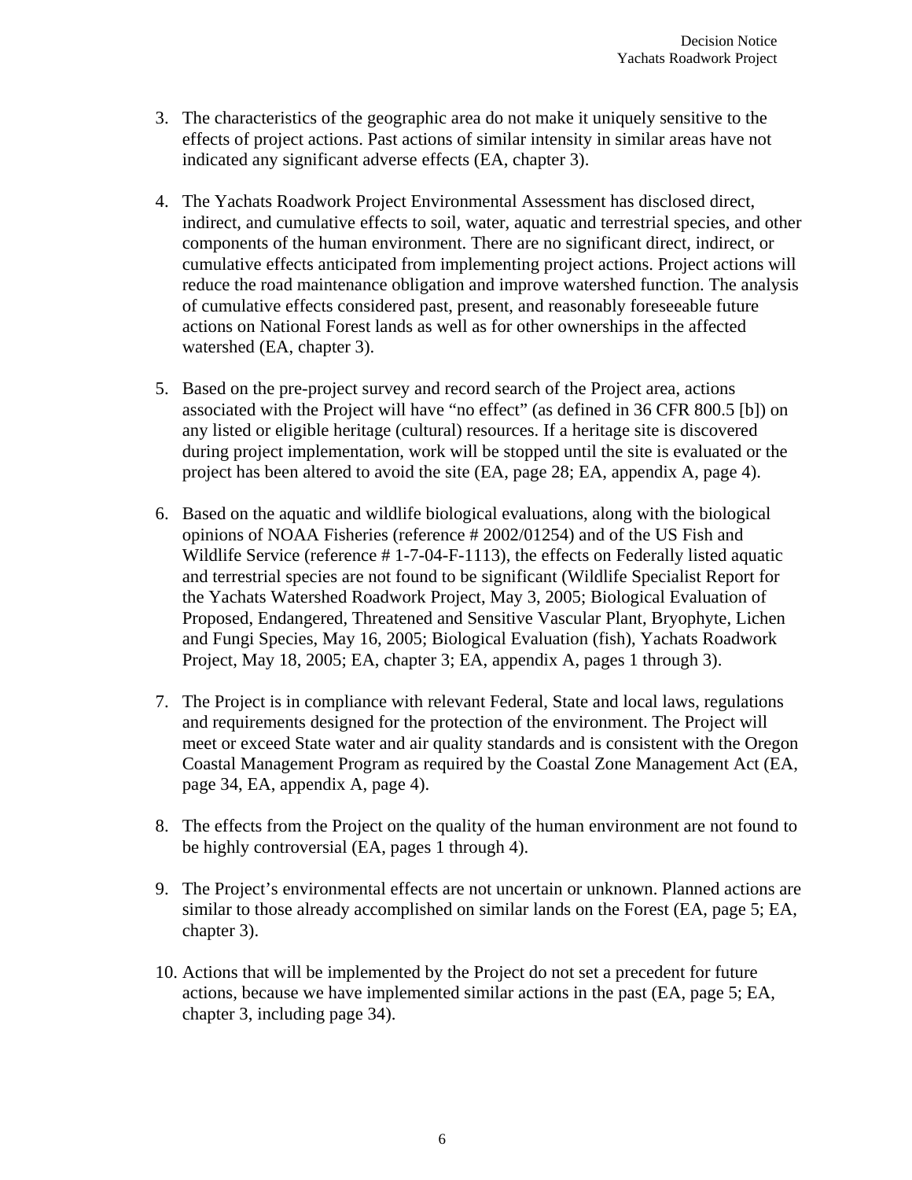3. The characteristics of the geographic area do not make it uniquely sensitive to the effects of project actions. Past actions of similar intensity in similar areas have not indicated any significant adverse effects (EA, chapter 3).

4. The Yachats Roadwork Project Environmental Assessment has disclosed direct, indirect, and cumulative effects to soil, water, aquatic and terrestrial species, and other components of the human environment. There are no significant direct, indirect, or cumulative effects anticipated from implementing project actions. Project actions will reduce the road maintenance obligation and improve watershed function. The analysis of cumulative effects considered past, present, and reasonably foreseeable future actions on National Forest lands as well as for other ownerships in the affected watershed (EA, chapter 3).

5. Based on the pre-project survey and record search of the Project area, actions associated with the Project will have "no effect" (as defined in 36 CFR 800.5 [b]) on any listed or eligible heritage (cultural) resources. If a heritage site is discovered during project implementation, work will be stopped until the site is evaluated or the project has been altered to avoid the site (EA, page 28; EA, appendix A, page 4).

6. Based on the aquatic and wildlife biological evaluations, along with the biological opinions of NOAA Fisheries (reference # 2002/01254) and of the US Fish and Wildlife Service (reference # 1-7-04-F-1113), the effects on Federally listed aquatic and terrestrial species are not found to be significant (Wildlife Specialist Report for the Yachats Watershed Roadwork Project, May 3, 2005; Biological Evaluation of Proposed, Endangered, Threatened and Sensitive Vascular Plant, Bryophyte, Lichen and Fungi Species, May 16, 2005; Biological Evaluation (fish), Yachats Roadwork Project, May 18, 2005; EA, chapter 3; EA, appendix A, pages 1 through 3).

7. The Project is in compliance with relevant Federal, State and local laws, regulations and requirements designed for the protection of the environment. The Project will meet or exceed State water and air quality standards and is consistent with the Oregon Coastal Management Program as required by the Coastal Zone Management Act (EA, page 34, EA, appendix A, page 4).

8. The effects from the Project on the quality of the human environment are not found to be highly controversial (EA, pages 1 through 4).

9. The Project's environmental effects are not uncertain or unknown. Planned actions are similar to those already accomplished on similar lands on the Forest (EA, page 5; EA, chapter 3).

10. Actions that will be implemented by the Project do not set a precedent for future actions, because we have implemented similar actions in the past (EA, page 5; EA, chapter 3, including page 34).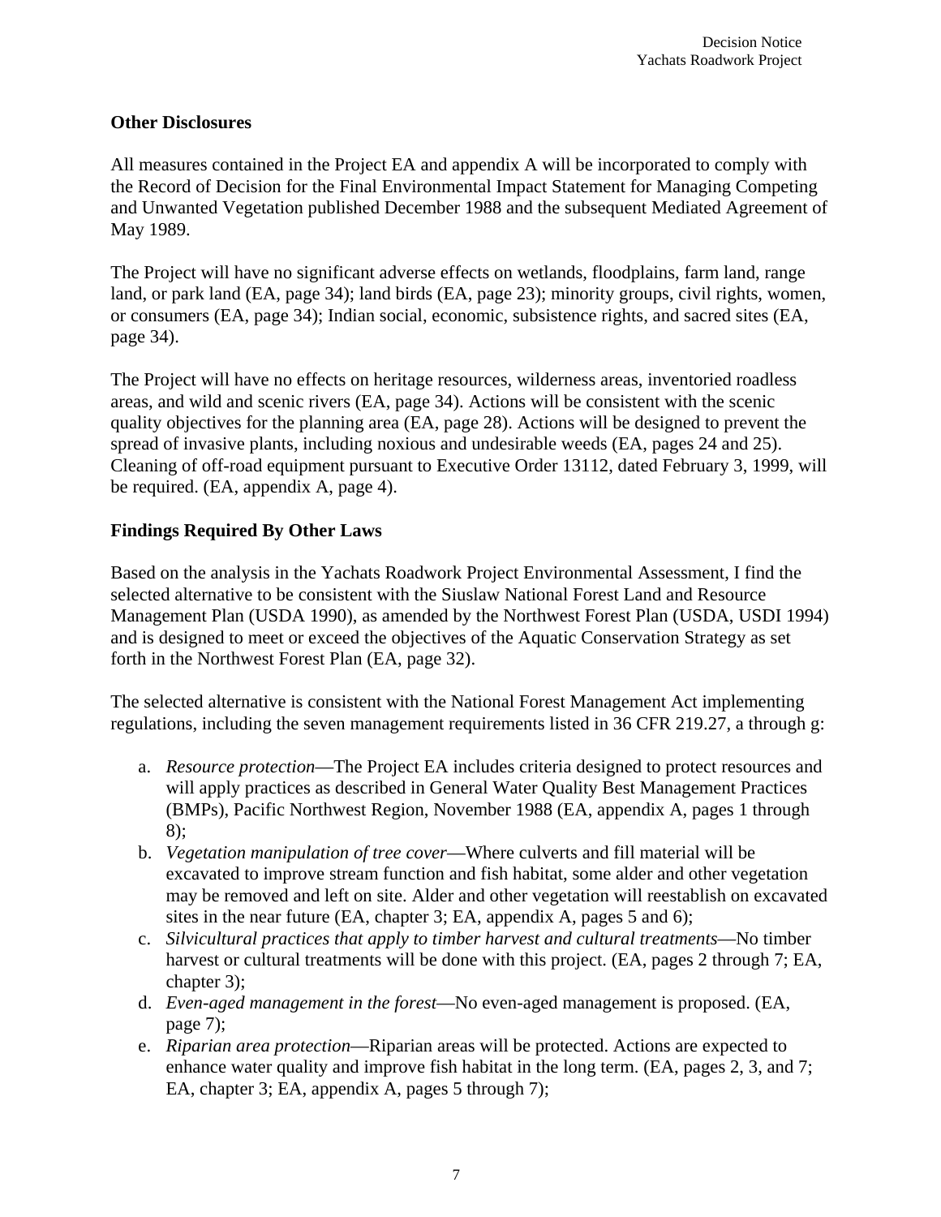## Other Disclosures

All measures contained in the Project EA and appendix A will be incorporated to comply with the Record of Decision for the Final Environmental Impact Statement for Managing Competing and Unwanted Vegetation published December 1988 and the subsequent Mediated Agreement of May 1989.

The Project will have no significant adverse effects on wetlands, floodplains, farm land, range land, or park land (EA, page 34); land birds (EA, page 23); minority groups, civil rights, women, or consumers (EA, page 34); Indian social, economic, subsistence rights, and sacred sites (EA, page 34).

The Project will have no effects on heritage resources, wilderness areas, inventoried roadless areas, and wild and scenic rivers (EA, page 34). Actions will be consistent with the scenic quality objectives for the planning area (EA, page 28). Actions will be designed to prevent the spread of invasive plants, including noxious and undesirable weeds (EA, pages 24 and 25). Cleaning of off-road equipment pursuant to Executive Order 13112, dated February 3, 1999, will be required. (EA, appendix A, page 4).

## Findings Required By Other Laws

Based on the analysis in the Yachats Roadwork Project Environmental Assessment, I find the selected alternative to be consistent with the Siuslaw National Forest Land and Resource Management Plan (USDA 1990), as amended by the Northwest Forest Plan (USDA, USDI 1994) and is designed to meet or exceed the objectives of the Aquatic Conservation Strategy as set forth in the Northwest Forest Plan (EA, page 32).

The selected alternative is consistent with the National Forest Management Act implementing regulations, including the seven management requirements listed in 36 CFR 219.27, a through g:

a. *Resource protection*—The Project EA includes criteria designed to protect resources and will apply practices as described in General Water Quality Best Management Practices (BMPs), Pacific Northwest Region, November 1988 (EA, appendix A, pages 1 through 8);
b. *Vegetation manipulation of tree cover*—Where culverts and fill material will be excavated to improve stream function and fish habitat, some alder and other vegetation may be removed and left on site. Alder and other vegetation will reestablish on excavated sites in the near future (EA, chapter 3; EA, appendix A, pages 5 and 6);
c. *Silvicultural practices that apply to timber harvest and cultural treatments*—No timber harvest or cultural treatments will be done with this project. (EA, pages 2 through 7; EA, chapter 3);
d. *Even-aged management in the forest*—No even-aged management is proposed. (EA, page 7);
e. *Riparian area protection*—Riparian areas will be protected. Actions are expected to enhance water quality and improve fish habitat in the long term. (EA, pages 2, 3, and 7; EA, chapter 3; EA, appendix A, pages 5 through 7);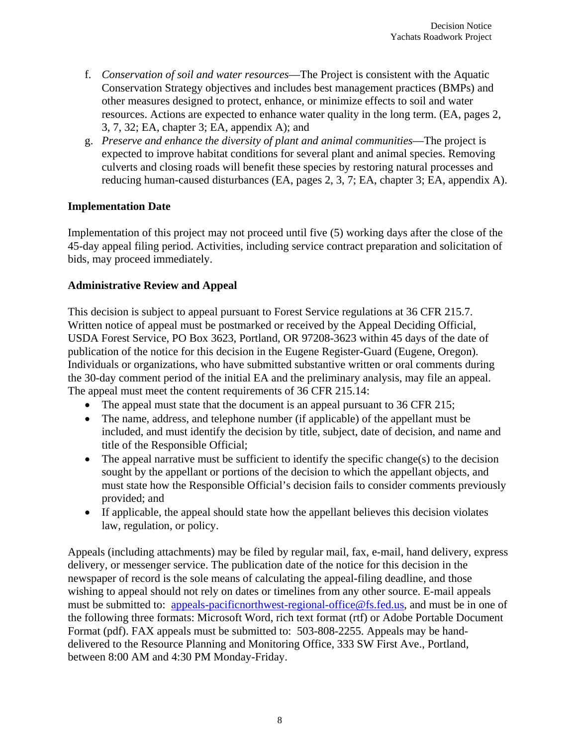f. *Conservation of soil and water resources*—The Project is consistent with the Aquatic Conservation Strategy objectives and includes best management practices (BMPs) and other measures designed to protect, enhance, or minimize effects to soil and water resources. Actions are expected to enhance water quality in the long term. (EA, pages 2, 3, 7, 32; EA, chapter 3; EA, appendix A); and
g. *Preserve and enhance the diversity of plant and animal communities*—The project is expected to improve habitat conditions for several plant and animal species. Removing culverts and closing roads will benefit these species by restoring natural processes and reducing human-caused disturbances (EA, pages 2, 3, 7; EA, chapter 3; EA, appendix A).

**Implementation Date**

Implementation of this project may not proceed until five (5) working days after the close of the 45-day appeal filing period. Activities, including service contract preparation and solicitation of bids, may proceed immediately.

**Administrative Review and Appeal**

This decision is subject to appeal pursuant to Forest Service regulations at 36 CFR 215.7. Written notice of appeal must be postmarked or received by the Appeal Deciding Official, USDA Forest Service, PO Box 3623, Portland, OR 97208-3623 within 45 days of the date of publication of the notice for this decision in the Eugene Register-Guard (Eugene, Oregon). Individuals or organizations, who have submitted substantive written or oral comments during the 30-day comment period of the initial EA and the preliminary analysis, may file an appeal. The appeal must meet the content requirements of 36 CFR 215.14:

- The appeal must state that the document is an appeal pursuant to 36 CFR 215;
- The name, address, and telephone number (if applicable) of the appellant must be included, and must identify the decision by title, subject, date of decision, and name and title of the Responsible Official;
- The appeal narrative must be sufficient to identify the specific change(s) to the decision sought by the appellant or portions of the decision to which the appellant objects, and must state how the Responsible Official's decision fails to consider comments previously provided; and
- If applicable, the appeal should state how the appellant believes this decision violates law, regulation, or policy.

Appeals (including attachments) may be filed by regular mail, fax, e-mail, hand delivery, express delivery, or messenger service. The publication date of the notice for this decision in the newspaper of record is the sole means of calculating the appeal-filing deadline, and those wishing to appeal should not rely on dates or timelines from any other source. E-mail appeals must be submitted to: appeals-pacificnorthwest-regional-office@fs.fed.us, and must be in one of the following three formats: Microsoft Word, rich text format (rtf) or Adobe Portable Document Format (pdf). FAX appeals must be submitted to: 503-808-2255. Appeals may be hand-delivered to the Resource Planning and Monitoring Office, 333 SW First Ave., Portland, between 8:00 AM and 4:30 PM Monday-Friday.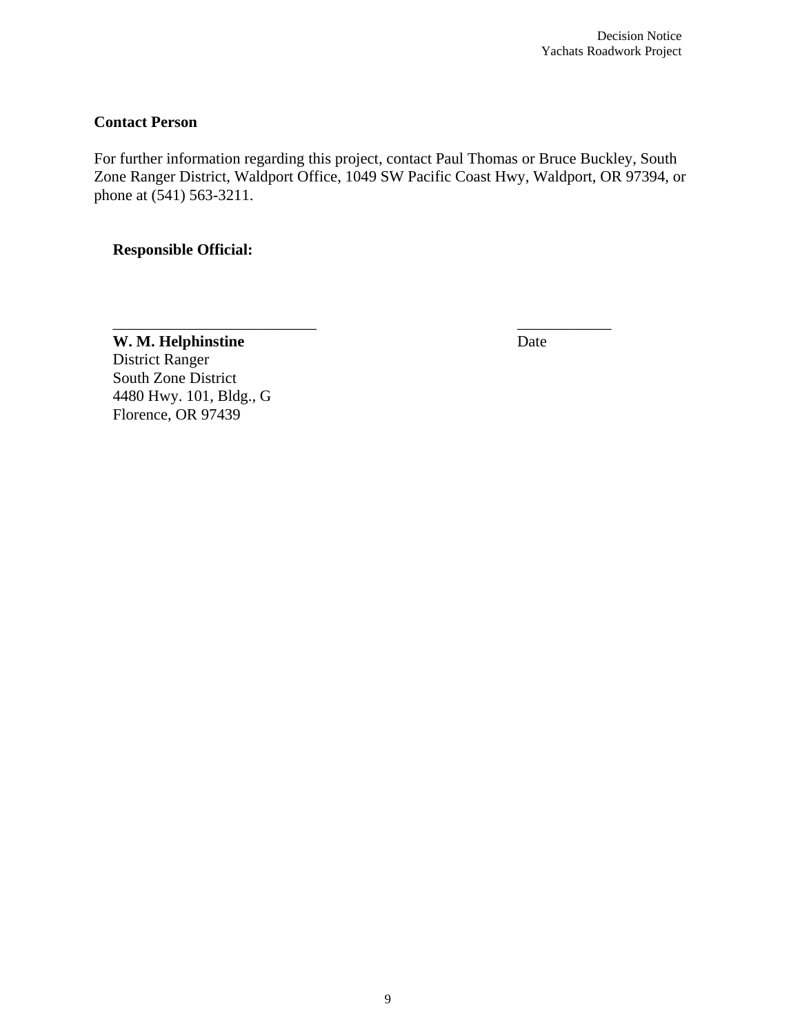## Contact Person

For further information regarding this project, contact Paul Thomas or Bruce Buckley, South Zone Ranger District, Waldport Office, 1049 SW Pacific Coast Hwy, Waldport, OR 97394, or phone at (541) 563-3211.

**Responsible Official:**

_________________________ ____________

**W. M. Helphinstine** Date

District Ranger
South Zone District
4480 Hwy. 101, Bldg., G
Florence, OR 97439